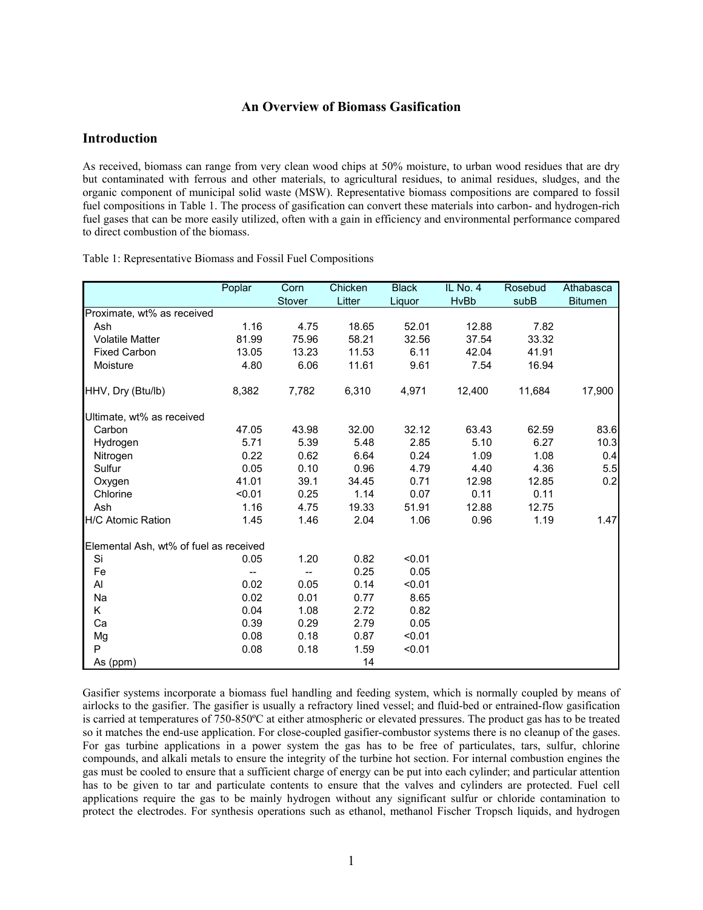## An Overview of Biomass Gasification

### Introduction

As received, biomass can range from very clean wood chips at 50% moisture, to urban wood residues that are dry but contaminated with ferrous and other materials, to agricultural residues, to animal residues, sludges, and the organic component of municipal solid waste (MSW). Representative biomass compositions are compared to fossil fuel compositions in Table 1. The process of gasification can convert these materials into carbon- and hydrogen-rich fuel gases that can be more easily utilized, often with a gain in efficiency and environmental performance compared to direct combustion of the biomass.

Table 1: Representative Biomass and Fossil Fuel Compositions

| | Poplar | Corn Stover | Chicken Litter | Black Liquor | IL No. 4 HvBb | Rosebud subB | Athabasca Bitumen |
|---|---|---|---|---|---|---|---|
| Proximate, wt% as received | | | | | | | |
| Ash | 1.16 | 4.75 | 18.65 | 52.01 | 12.88 | 7.82 | |
| Volatile Matter | 81.99 | 75.96 | 58.21 | 32.56 | 37.54 | 33.32 | |
| Fixed Carbon | 13.05 | 13.23 | 11.53 | 6.11 | 42.04 | 41.91 | |
| Moisture | 4.80 | 6.06 | 11.61 | 9.61 | 7.54 | 16.94 | |
| HHV, Dry (Btu/lb) | 8,382 | 7,782 | 6,310 | 4,971 | 12,400 | 11,684 | 17,900 |
| Ultimate, wt% as received | | | | | | | |
| Carbon | 47.05 | 43.98 | 32.00 | 32.12 | 63.43 | 62.59 | 83.6 |
| Hydrogen | 5.71 | 5.39 | 5.48 | 2.85 | 5.10 | 6.27 | 10.3 |
| Nitrogen | 0.22 | 0.62 | 6.64 | 0.24 | 1.09 | 1.08 | 0.4 |
| Sulfur | 0.05 | 0.10 | 0.96 | 4.79 | 4.40 | 4.36 | 5.5 |
| Oxygen | 41.01 | 39.1 | 34.45 | 0.71 | 12.98 | 12.85 | 0.2 |
| Chlorine | <0.01 | 0.25 | 1.14 | 0.07 | 0.11 | 0.11 | |
| Ash | 1.16 | 4.75 | 19.33 | 51.91 | 12.88 | 12.75 | |
| H/C Atomic Ration | 1.45 | 1.46 | 2.04 | 1.06 | 0.96 | 1.19 | 1.47 |
| Elemental Ash, wt% of fuel as received | | | | | | | |
| Si | 0.05 | 1.20 | 0.82 | <0.01 | | | |
| Fe | -- | -- | 0.25 | 0.05 | | | |
| Al | 0.02 | 0.05 | 0.14 | <0.01 | | | |
| Na | 0.02 | 0.01 | 0.77 | 8.65 | | | |
| K | 0.04 | 1.08 | 2.72 | 0.82 | | | |
| Ca | 0.39 | 0.29 | 2.79 | 0.05 | | | |
| Mg | 0.08 | 0.18 | 0.87 | <0.01 | | | |
| P | 0.08 | 0.18 | 1.59 | <0.01 | | | |
| As (ppm) | | | 14 | | | | |

Gasifier systems incorporate a biomass fuel handling and feeding system, which is normally coupled by means of airlocks to the gasifier. The gasifier is usually a refractory lined vessel; and fluid-bed or entrained-flow gasification is carried at temperatures of 750-850ºC at either atmospheric or elevated pressures. The product gas has to be treated so it matches the end-use application. For close-coupled gasifier-combustor systems there is no cleanup of the gases. For gas turbine applications in a power system the gas has to be free of particulates, tars, sulfur, chlorine compounds, and alkali metals to ensure the integrity of the turbine hot section. For internal combustion engines the gas must be cooled to ensure that a sufficient charge of energy can be put into each cylinder; and particular attention has to be given to tar and particulate contents to ensure that the valves and cylinders are protected. Fuel cell applications require the gas to be mainly hydrogen without any significant sulfur or chloride contamination to protect the electrodes. For synthesis operations such as ethanol, methanol Fischer Tropsch liquids, and hydrogen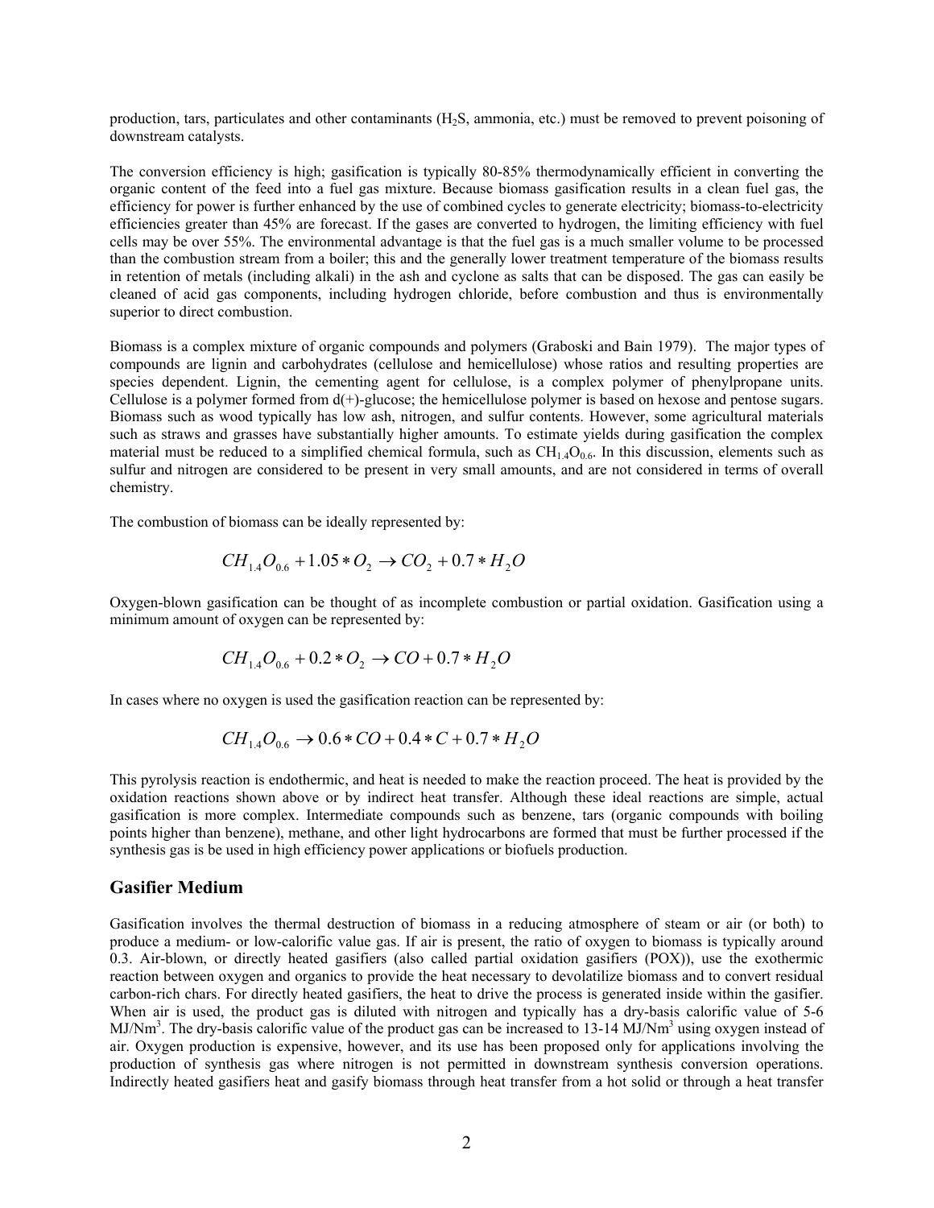production, tars, particulates and other contaminants ($H_2S$, ammonia, etc.) must be removed to prevent poisoning of downstream catalysts.

The conversion efficiency is high; gasification is typically 80-85% thermodynamically efficient in converting the organic content of the feed into a fuel gas mixture. Because biomass gasification results in a clean fuel gas, the efficiency for power is further enhanced by the use of combined cycles to generate electricity; biomass-to-electricity efficiencies greater than 45% are forecast. If the gases are converted to hydrogen, the limiting efficiency with fuel cells may be over 55%. The environmental advantage is that the fuel gas is a much smaller volume to be processed than the combustion stream from a boiler; this and the generally lower treatment temperature of the biomass results in retention of metals (including alkali) in the ash and cyclone as salts that can be disposed. The gas can easily be cleaned of acid gas components, including hydrogen chloride, before combustion and thus is environmentally superior to direct combustion.

Biomass is a complex mixture of organic compounds and polymers (Graboski and Bain 1979). The major types of compounds are lignin and carbohydrates (cellulose and hemicellulose) whose ratios and resulting properties are species dependent. Lignin, the cementing agent for cellulose, is a complex polymer of phenylpropane units. Cellulose is a polymer formed from d(+)-glucose; the hemicellulose polymer is based on hexose and pentose sugars. Biomass such as wood typically has low ash, nitrogen, and sulfur contents. However, some agricultural materials such as straws and grasses have substantially higher amounts. To estimate yields during gasification the complex material must be reduced to a simplified chemical formula, such as $CH_{1.4}O_{0.6}$. In this discussion, elements such as sulfur and nitrogen are considered to be present in very small amounts, and are not considered in terms of overall chemistry.

The combustion of biomass can be ideally represented by:

$$CH_{1.4}O_{0.6} + 1.05 * O_2 \rightarrow CO_2 + 0.7 * H_2O$$

Oxygen-blown gasification can be thought of as incomplete combustion or partial oxidation. Gasification using a minimum amount of oxygen can be represented by:

$$CH_{1.4}O_{0.6} + 0.2 * O_2 \rightarrow CO + 0.7 * H_2O$$

In cases where no oxygen is used the gasification reaction can be represented by:

$$CH_{1.4}O_{0.6} \rightarrow 0.6 * CO + 0.4 * C + 0.7 * H_2O$$

This pyrolysis reaction is endothermic, and heat is needed to make the reaction proceed. The heat is provided by the oxidation reactions shown above or by indirect heat transfer. Although these ideal reactions are simple, actual gasification is more complex. Intermediate compounds such as benzene, tars (organic compounds with boiling points higher than benzene), methane, and other light hydrocarbons are formed that must be further processed if the synthesis gas is be used in high efficiency power applications or biofuels production.

## Gasifier Medium

Gasification involves the thermal destruction of biomass in a reducing atmosphere of steam or air (or both) to produce a medium- or low-calorific value gas. If air is present, the ratio of oxygen to biomass is typically around 0.3. Air-blown, or directly heated gasifiers (also called partial oxidation gasifiers (POX)), use the exothermic reaction between oxygen and organics to provide the heat necessary to devolatilize biomass and to convert residual carbon-rich chars. For directly heated gasifiers, the heat to drive the process is generated inside within the gasifier. When air is used, the product gas is diluted with nitrogen and typically has a dry-basis calorific value of 5-6 $MJ/Nm^3$. The dry-basis calorific value of the product gas can be increased to 13-14 $MJ/Nm^3$ using oxygen instead of air. Oxygen production is expensive, however, and its use has been proposed only for applications involving the production of synthesis gas where nitrogen is not permitted in downstream synthesis conversion operations. Indirectly heated gasifiers heat and gasify biomass through heat transfer from a hot solid or through a heat transfer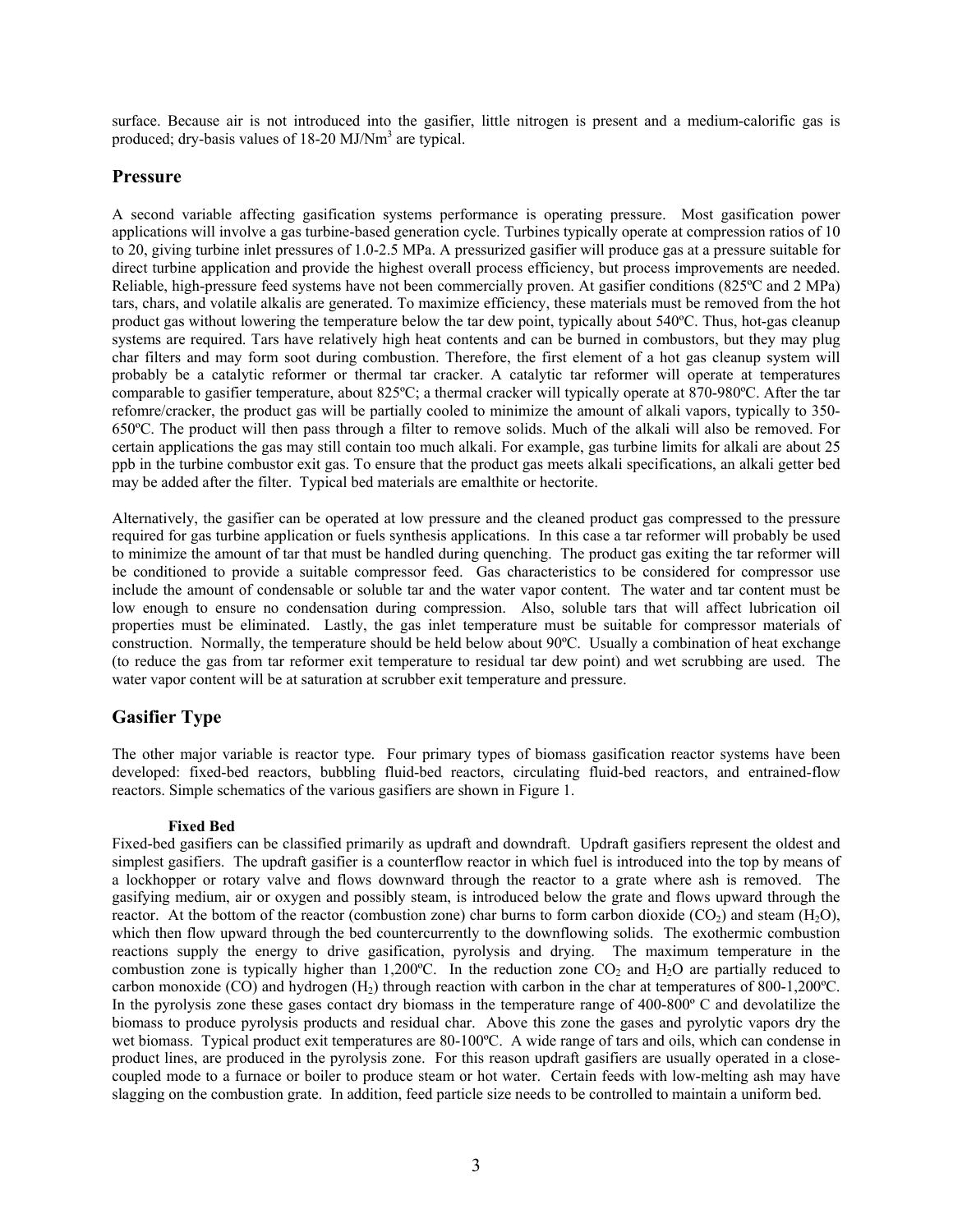surface. Because air is not introduced into the gasifier, little nitrogen is present and a medium-calorific gas is produced; dry-basis values of 18-20 MJ/Nm$^3$ are typical.

## Pressure

A second variable affecting gasification systems performance is operating pressure. Most gasification power applications will involve a gas turbine-based generation cycle. Turbines typically operate at compression ratios of 10 to 20, giving turbine inlet pressures of 1.0-2.5 MPa. A pressurized gasifier will produce gas at a pressure suitable for direct turbine application and provide the highest overall process efficiency, but process improvements are needed. Reliable, high-pressure feed systems have not been commercially proven. At gasifier conditions (825ºC and 2 MPa) tars, chars, and volatile alkalis are generated. To maximize efficiency, these materials must be removed from the hot product gas without lowering the temperature below the tar dew point, typically about 540ºC. Thus, hot-gas cleanup systems are required. Tars have relatively high heat contents and can be burned in combustors, but they may plug char filters and may form soot during combustion. Therefore, the first element of a hot gas cleanup system will probably be a catalytic reformer or thermal tar cracker. A catalytic tar reformer will operate at temperatures comparable to gasifier temperature, about 825ºC; a thermal cracker will typically operate at 870-980ºC. After the tar refomre/cracker, the product gas will be partially cooled to minimize the amount of alkali vapors, typically to 350-650ºC. The product will then pass through a filter to remove solids. Much of the alkali will also be removed. For certain applications the gas may still contain too much alkali. For example, gas turbine limits for alkali are about 25 ppb in the turbine combustor exit gas. To ensure that the product gas meets alkali specifications, an alkali getter bed may be added after the filter. Typical bed materials are emalthite or hectorite.

Alternatively, the gasifier can be operated at low pressure and the cleaned product gas compressed to the pressure required for gas turbine application or fuels synthesis applications. In this case a tar reformer will probably be used to minimize the amount of tar that must be handled during quenching. The product gas exiting the tar reformer will be conditioned to provide a suitable compressor feed. Gas characteristics to be considered for compressor use include the amount of condensable or soluble tar and the water vapor content. The water and tar content must be low enough to ensure no condensation during compression. Also, soluble tars that will affect lubrication oil properties must be eliminated. Lastly, the gas inlet temperature must be suitable for compressor materials of construction. Normally, the temperature should be held below about 90ºC. Usually a combination of heat exchange (to reduce the gas from tar reformer exit temperature to residual tar dew point) and wet scrubbing are used. The water vapor content will be at saturation at scrubber exit temperature and pressure.

## Gasifier Type

The other major variable is reactor type. Four primary types of biomass gasification reactor systems have been developed: fixed-bed reactors, bubbling fluid-bed reactors, circulating fluid-bed reactors, and entrained-flow reactors. Simple schematics of the various gasifiers are shown in Figure 1.

### Fixed Bed

Fixed-bed gasifiers can be classified primarily as updraft and downdraft. Updraft gasifiers represent the oldest and simplest gasifiers. The updraft gasifier is a counterflow reactor in which fuel is introduced into the top by means of a lockhopper or rotary valve and flows downward through the reactor to a grate where ash is removed. The gasifying medium, air or oxygen and possibly steam, is introduced below the grate and flows upward through the reactor. At the bottom of the reactor (combustion zone) char burns to form carbon dioxide ($CO_2$) and steam ($H_2O$), which then flow upward through the bed countercurrently to the downflowing solids. The exothermic combustion reactions supply the energy to drive gasification, pyrolysis and drying. The maximum temperature in the combustion zone is typically higher than 1,200ºC. In the reduction zone $CO_2$ and $H_2O$ are partially reduced to carbon monoxide (CO) and hydrogen ($H_2$) through reaction with carbon in the char at temperatures of 800-1,200ºC. In the pyrolysis zone these gases contact dry biomass in the temperature range of 400-800º C and devolatilize the biomass to produce pyrolysis products and residual char. Above this zone the gases and pyrolytic vapors dry the wet biomass. Typical product exit temperatures are 80-100ºC. A wide range of tars and oils, which can condense in product lines, are produced in the pyrolysis zone. For this reason updraft gasifiers are usually operated in a close-coupled mode to a furnace or boiler to produce steam or hot water. Certain feeds with low-melting ash may have slagging on the combustion grate. In addition, feed particle size needs to be controlled to maintain a uniform bed.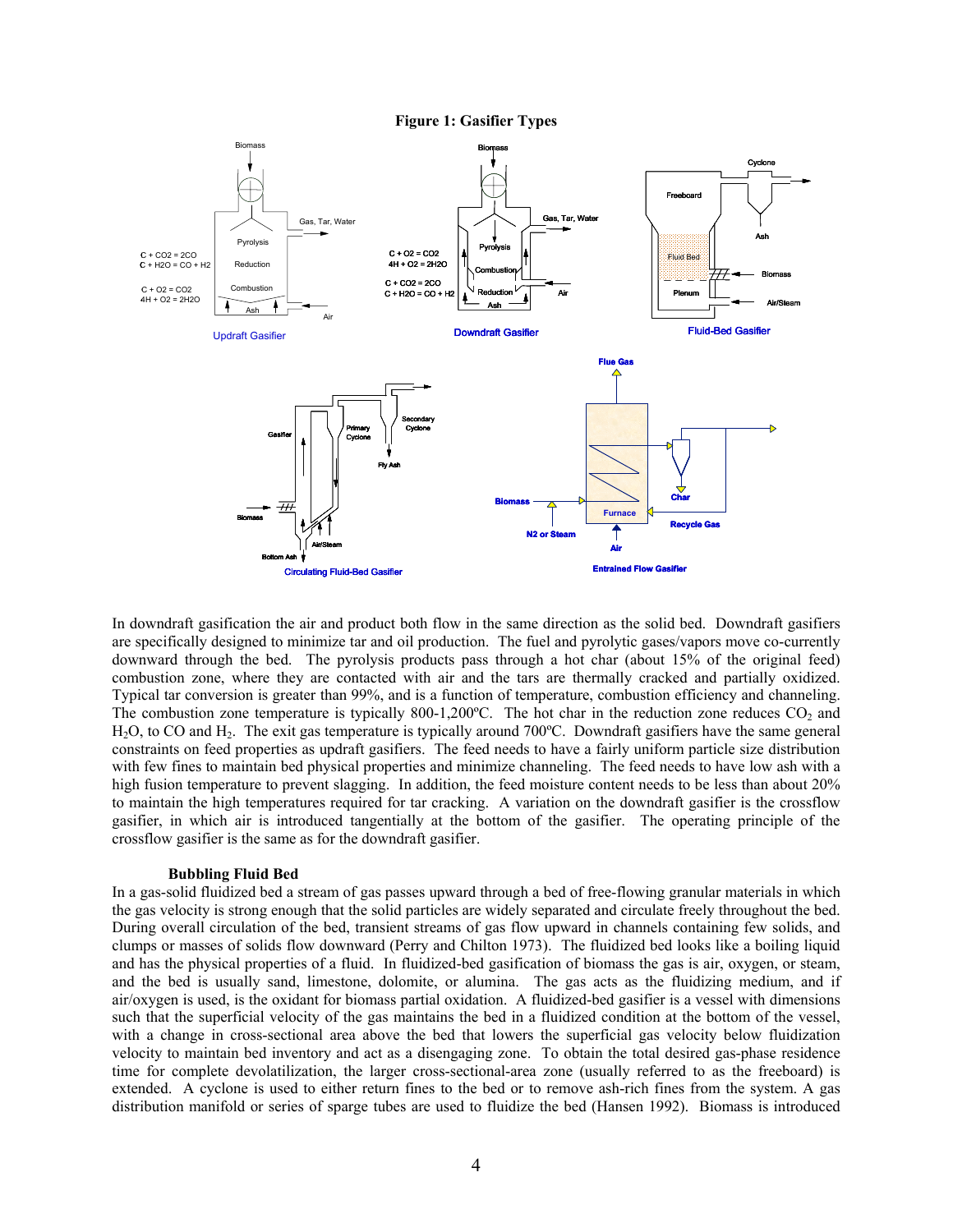**Figure 1: Gasifier Types**

In downdraft gasification the air and product both flow in the same direction as the solid bed. Downdraft gasifiers are specifically designed to minimize tar and oil production. The fuel and pyrolytic gases/vapors move co-currently downward through the bed. The pyrolysis products pass through a hot char (about 15% of the original feed) combustion zone, where they are contacted with air and the tars are thermally cracked and partially oxidized. Typical tar conversion is greater than 99%, and is a function of temperature, combustion efficiency and channeling. The combustion zone temperature is typically 800-1,200ºC. The hot char in the reduction zone reduces $CO_2$ and $H_2O$, to CO and $H_2$. The exit gas temperature is typically around 700ºC. Downdraft gasifiers have the same general constraints on feed properties as updraft gasifiers. The feed needs to have a fairly uniform particle size distribution with few fines to maintain bed physical properties and minimize channeling. The feed needs to have low ash with a high fusion temperature to prevent slagging. In addition, the feed moisture content needs to be less than about 20% to maintain the high temperatures required for tar cracking. A variation on the downdraft gasifier is the crossflow gasifier, in which air is introduced tangentially at the bottom of the gasifier. The operating principle of the crossflow gasifier is the same as for the downdraft gasifier.

### Bubbling Fluid Bed

In a gas-solid fluidized bed a stream of gas passes upward through a bed of free-flowing granular materials in which the gas velocity is strong enough that the solid particles are widely separated and circulate freely throughout the bed. During overall circulation of the bed, transient streams of gas flow upward in channels containing few solids, and clumps or masses of solids flow downward (Perry and Chilton 1973). The fluidized bed looks like a boiling liquid and has the physical properties of a fluid. In fluidized-bed gasification of biomass the gas is air, oxygen, or steam, and the bed is usually sand, limestone, dolomite, or alumina. The gas acts as the fluidizing medium, and if air/oxygen is used, is the oxidant for biomass partial oxidation. A fluidized-bed gasifier is a vessel with dimensions such that the superficial velocity of the gas maintains the bed in a fluidized condition at the bottom of the vessel, with a change in cross-sectional area above the bed that lowers the superficial gas velocity below fluidization velocity to maintain bed inventory and act as a disengaging zone. To obtain the total desired gas-phase residence time for complete devolatilization, the larger cross-sectional-area zone (usually referred to as the freeboard) is extended. A cyclone is used to either return fines to the bed or to remove ash-rich fines from the system. A gas distribution manifold or series of sparge tubes are used to fluidize the bed (Hansen 1992). Biomass is introduced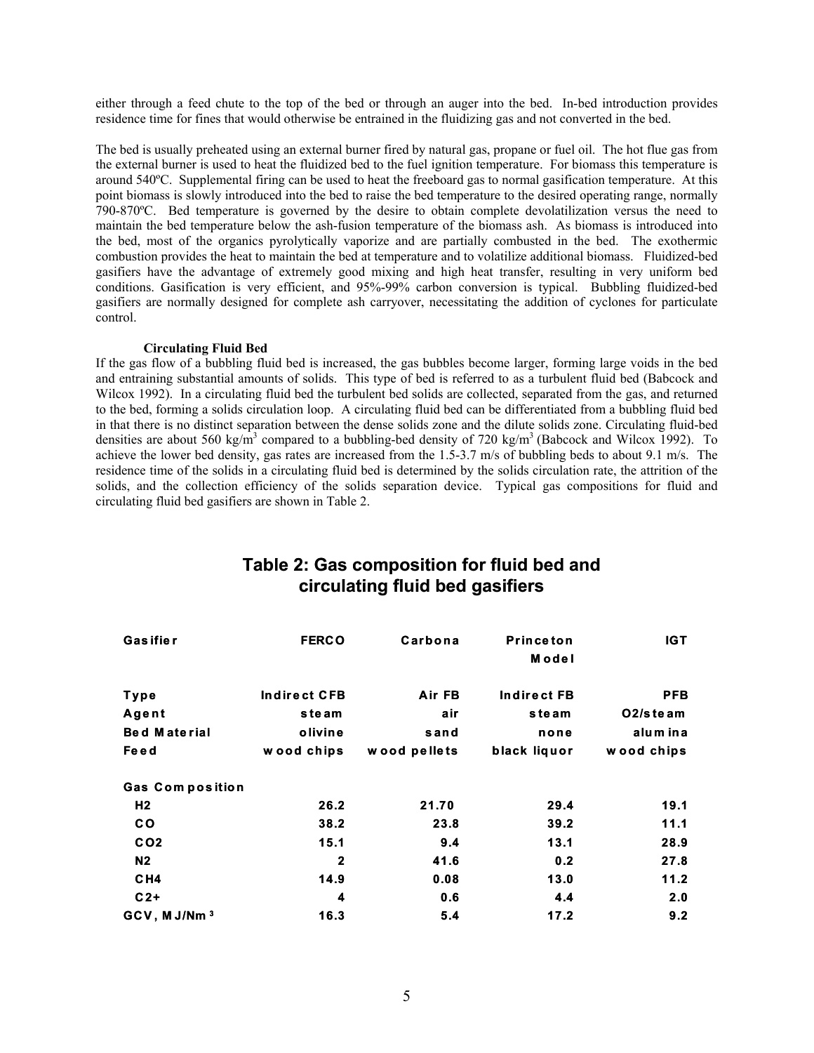either through a feed chute to the top of the bed or through an auger into the bed. In-bed introduction provides residence time for fines that would otherwise be entrained in the fluidizing gas and not converted in the bed.

The bed is usually preheated using an external burner fired by natural gas, propane or fuel oil. The hot flue gas from the external burner is used to heat the fluidized bed to the fuel ignition temperature. For biomass this temperature is around 540ºC. Supplemental firing can be used to heat the freeboard gas to normal gasification temperature. At this point biomass is slowly introduced into the bed to raise the bed temperature to the desired operating range, normally 790-870ºC. Bed temperature is governed by the desire to obtain complete devolatilization versus the need to maintain the bed temperature below the ash-fusion temperature of the biomass ash. As biomass is introduced into the bed, most of the organics pyrolytically vaporize and are partially combusted in the bed. The exothermic combustion provides the heat to maintain the bed at temperature and to volatilize additional biomass. Fluidized-bed gasifiers have the advantage of extremely good mixing and high heat transfer, resulting in very uniform bed conditions. Gasification is very efficient, and 95%-99% carbon conversion is typical. Bubbling fluidized-bed gasifiers are normally designed for complete ash carryover, necessitating the addition of cyclones for particulate control.

**Circulating Fluid Bed**

If the gas flow of a bubbling fluid bed is increased, the gas bubbles become larger, forming large voids in the bed and entraining substantial amounts of solids. This type of bed is referred to as a turbulent fluid bed (Babcock and Wilcox 1992). In a circulating fluid bed the turbulent bed solids are collected, separated from the gas, and returned to the bed, forming a solids circulation loop. A circulating fluid bed can be differentiated from a bubbling fluid bed in that there is no distinct separation between the dense solids zone and the dilute solids zone. Circulating fluid-bed densities are about 560 kg/m$^3$ compared to a bubbling-bed density of 720 kg/m$^3$ (Babcock and Wilcox 1992). To achieve the lower bed density, gas rates are increased from the 1.5-3.7 m/s of bubbling beds to about 9.1 m/s. The residence time of the solids in a circulating fluid bed is determined by the solids circulation rate, the attrition of the solids, and the collection efficiency of the solids separation device. Typical gas compositions for fluid and circulating fluid bed gasifiers are shown in Table 2.

## Table 2: Gas composition for fluid bed and circulating fluid bed gasifiers

| Gasifier | FERCO | Carbona | Princeton Model | IGT |
|---|---|---|---|---|
| Type | Indirect CFB | Air FB | Indirect FB | PFB |
| Agent | steam | air | steam | O2/steam |
| Bed Material | olivine | sand | none | alumina |
| Feed | wood chips | wood pellets | black liquor | wood chips |
| **Gas Composition** | | | | |
| $H_2$ | 26.2 | 21.70 | 29.4 | 19.1 |
| CO | 38.2 | 23.8 | 39.2 | 11.1 |
| $CO_2$ | 15.1 | 9.4 | 13.1 | 28.9 |
| $N_2$ | 2 | 41.6 | 0.2 | 27.8 |
| $CH_4$ | 14.9 | 0.08 | 13.0 | 11.2 |
| C2+ | 4 | 0.6 | 4.4 | 2.0 |
| GCV, MJ/Nm$^3$ | 16.3 | 5.4 | 17.2 | 9.2 |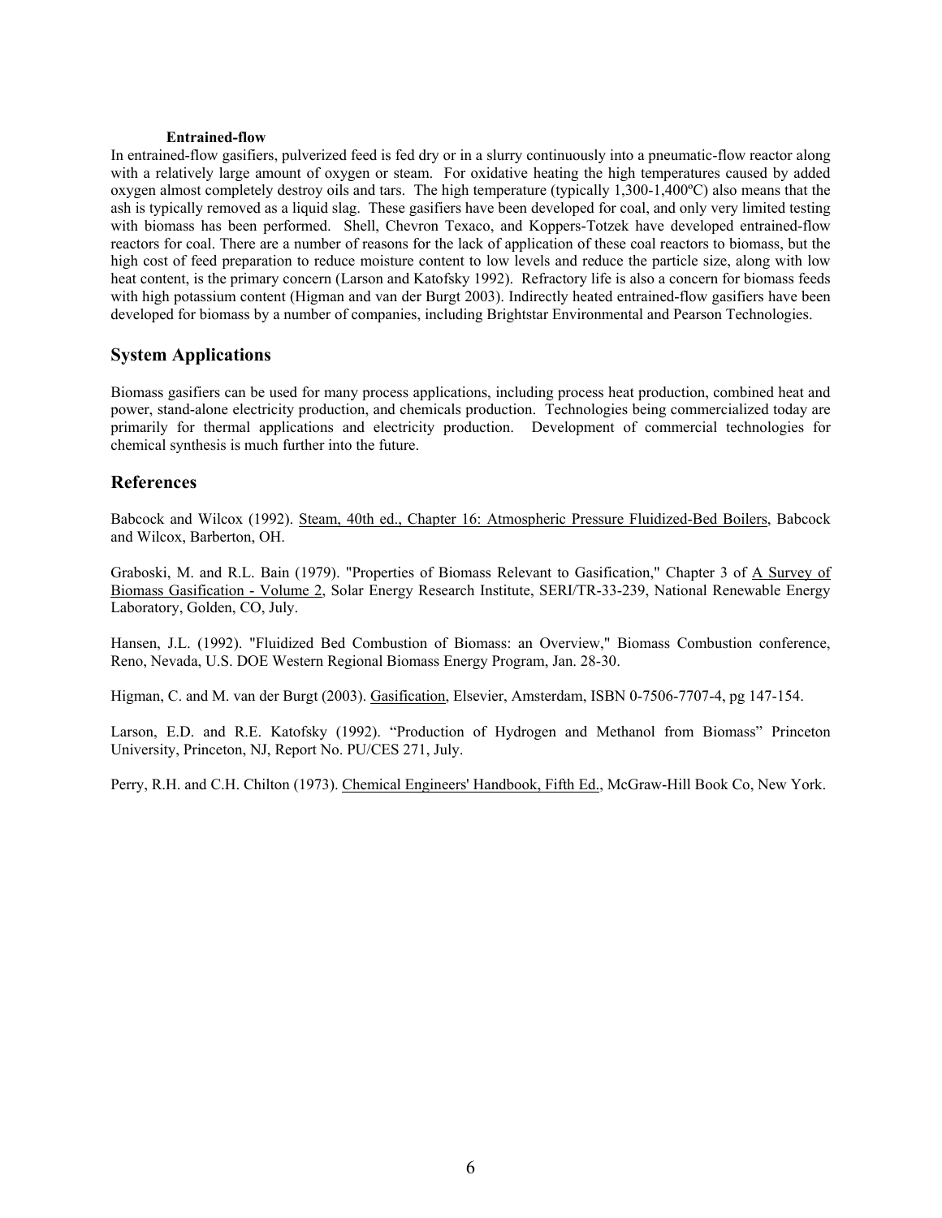#### Entrained-flow

In entrained-flow gasifiers, pulverized feed is fed dry or in a slurry continuously into a pneumatic-flow reactor along with a relatively large amount of oxygen or steam. For oxidative heating the high temperatures caused by added oxygen almost completely destroy oils and tars. The high temperature (typically 1,300-1,400ºC) also means that the ash is typically removed as a liquid slag. These gasifiers have been developed for coal, and only very limited testing with biomass has been performed. Shell, Chevron Texaco, and Koppers-Totzek have developed entrained-flow reactors for coal. There are a number of reasons for the lack of application of these coal reactors to biomass, but the high cost of feed preparation to reduce moisture content to low levels and reduce the particle size, along with low heat content, is the primary concern (Larson and Katofsky 1992). Refractory life is also a concern for biomass feeds with high potassium content (Higman and van der Burgt 2003). Indirectly heated entrained-flow gasifiers have been developed for biomass by a number of companies, including Brightstar Environmental and Pearson Technologies.

## System Applications

Biomass gasifiers can be used for many process applications, including process heat production, combined heat and power, stand-alone electricity production, and chemicals production. Technologies being commercialized today are primarily for thermal applications and electricity production. Development of commercial technologies for chemical synthesis is much further into the future.

## References

Babcock and Wilcox (1992). Steam, 40th ed., Chapter 16: Atmospheric Pressure Fluidized-Bed Boilers, Babcock and Wilcox, Barberton, OH.

Graboski, M. and R.L. Bain (1979). "Properties of Biomass Relevant to Gasification," Chapter 3 of A Survey of Biomass Gasification - Volume 2, Solar Energy Research Institute, SERI/TR-33-239, National Renewable Energy Laboratory, Golden, CO, July.

Hansen, J.L. (1992). "Fluidized Bed Combustion of Biomass: an Overview," Biomass Combustion conference, Reno, Nevada, U.S. DOE Western Regional Biomass Energy Program, Jan. 28-30.

Higman, C. and M. van der Burgt (2003). Gasification, Elsevier, Amsterdam, ISBN 0-7506-7707-4, pg 147-154.

Larson, E.D. and R.E. Katofsky (1992). "Production of Hydrogen and Methanol from Biomass" Princeton University, Princeton, NJ, Report No. PU/CES 271, July.

Perry, R.H. and C.H. Chilton (1973). Chemical Engineers' Handbook, Fifth Ed., McGraw-Hill Book Co, New York.